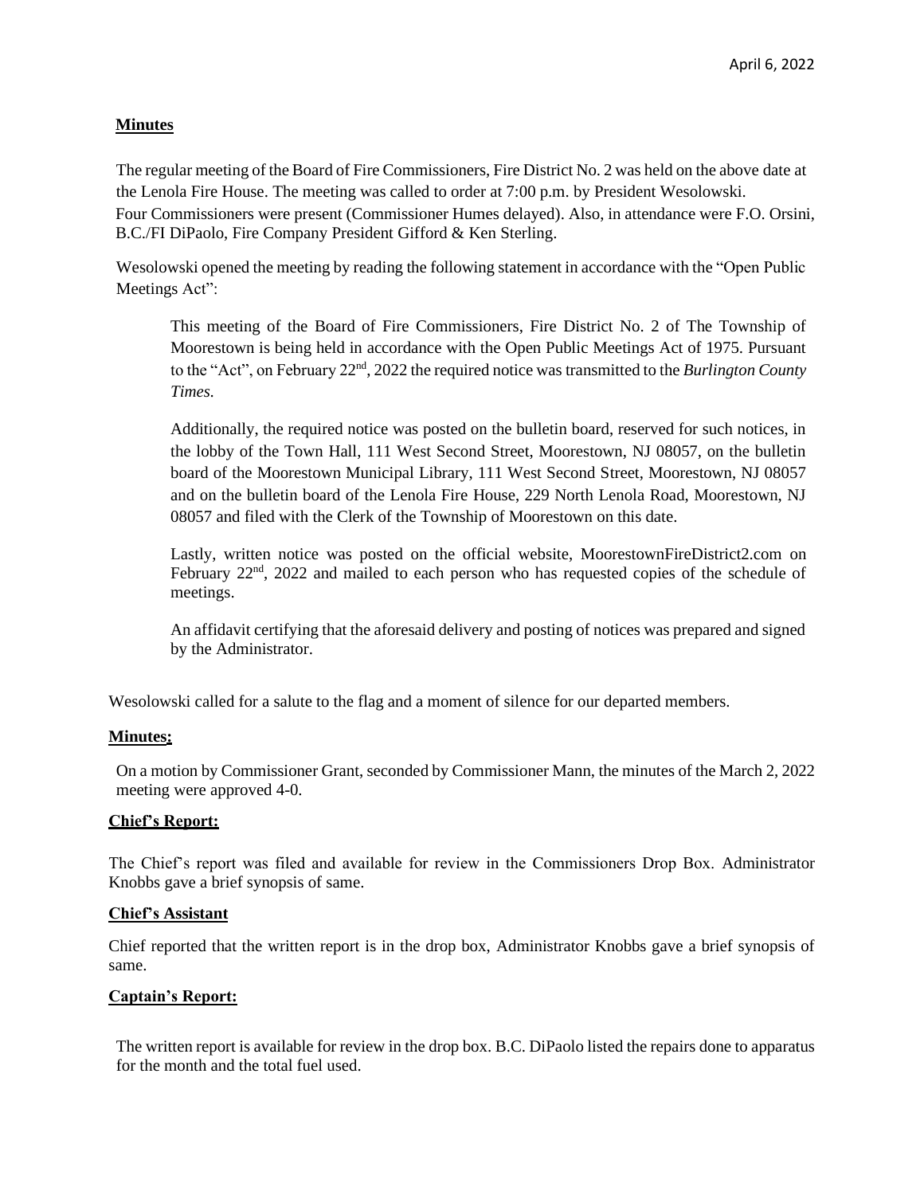April 6, 2022

## Minutes

The regular meeting of the Board of Fire Commissioners, Fire District No. 2 was held on the above date at the Lenola Fire House. The meeting was called to order at 7:00 p.m. by President Wesolowski. Four Commissioners were present (Commissioner Humes delayed). Also, in attendance were F.O. Orsini, B.C./FI DiPaolo, Fire Company President Gifford & Ken Sterling.

Wesolowski opened the meeting by reading the following statement in accordance with the "Open Public Meetings Act":

> This meeting of the Board of Fire Commissioners, Fire District No. 2 of The Township of Moorestown is being held in accordance with the Open Public Meetings Act of 1975. Pursuant to the "Act", on February 22nd, 2022 the required notice was transmitted to the *Burlington County Times.*
>
> Additionally, the required notice was posted on the bulletin board, reserved for such notices, in the lobby of the Town Hall, 111 West Second Street, Moorestown, NJ 08057, on the bulletin board of the Moorestown Municipal Library, 111 West Second Street, Moorestown, NJ 08057 and on the bulletin board of the Lenola Fire House, 229 North Lenola Road, Moorestown, NJ 08057 and filed with the Clerk of the Township of Moorestown on this date.
>
> Lastly, written notice was posted on the official website, MoorestownFireDistrict2.com on February 22nd, 2022 and mailed to each person who has requested copies of the schedule of meetings.
>
> An affidavit certifying that the aforesaid delivery and posting of notices was prepared and signed by the Administrator.

Wesolowski called for a salute to the flag and a moment of silence for our departed members.

**Minutes:**

On a motion by Commissioner Grant, seconded by Commissioner Mann, the minutes of the March 2, 2022 meeting were approved 4-0.

**Chief's Report:**

The Chief's report was filed and available for review in the Commissioners Drop Box. Administrator Knobbs gave a brief synopsis of same.

**Chief's Assistant**

Chief reported that the written report is in the drop box, Administrator Knobbs gave a brief synopsis of same.

**Captain's Report:**

The written report is available for review in the drop box. B.C. DiPaolo listed the repairs done to apparatus for the month and the total fuel used.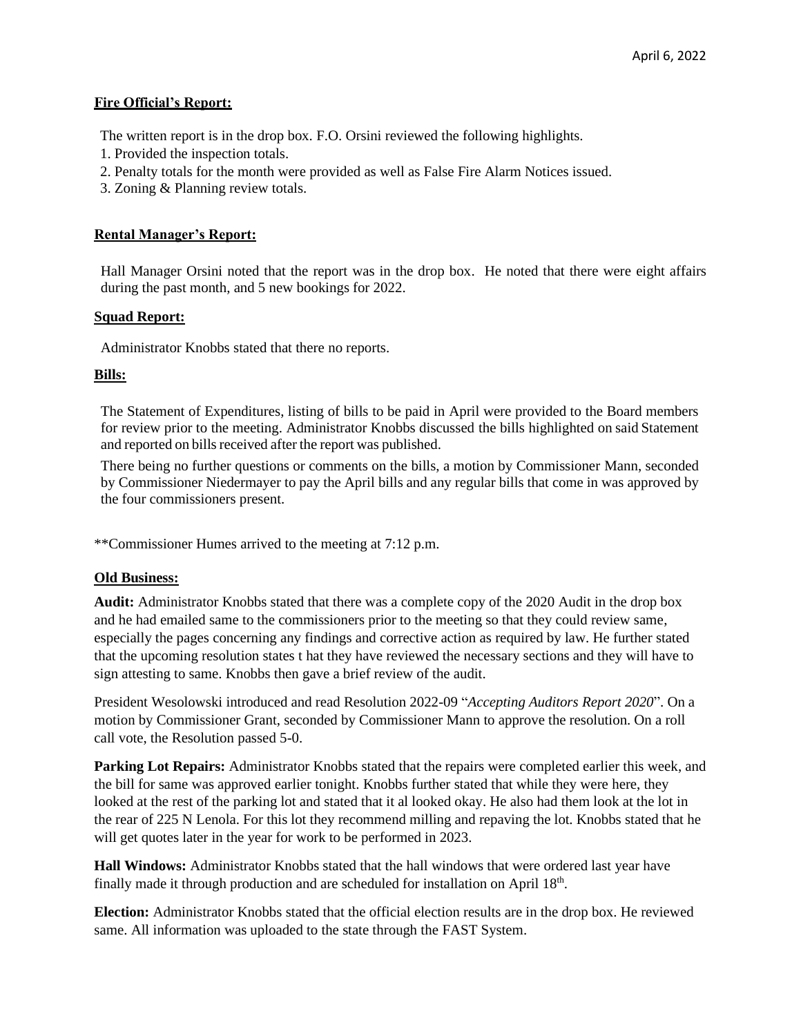**Fire Official's Report:**

The written report is in the drop box. F.O. Orsini reviewed the following highlights.

1. Provided the inspection totals.
2. Penalty totals for the month were provided as well as False Fire Alarm Notices issued.
3. Zoning & Planning review totals.

**Rental Manager's Report:**

Hall Manager Orsini noted that the report was in the drop box. He noted that there were eight affairs during the past month, and 5 new bookings for 2022.

**Squad Report:**

Administrator Knobbs stated that there no reports.

**Bills:**

The Statement of Expenditures, listing of bills to be paid in April were provided to the Board members for review prior to the meeting. Administrator Knobbs discussed the bills highlighted on said Statement and reported on bills received after the report was published.

There being no further questions or comments on the bills, a motion by Commissioner Mann, seconded by Commissioner Niedermayer to pay the April bills and any regular bills that come in was approved by the four commissioners present.

**Commissioner Humes arrived to the meeting at 7:12 p.m.

**Old Business:**

**Audit:** Administrator Knobbs stated that there was a complete copy of the 2020 Audit in the drop box and he had emailed same to the commissioners prior to the meeting so that they could review same, especially the pages concerning any findings and corrective action as required by law. He further stated that the upcoming resolution states t hat they have reviewed the necessary sections and they will have to sign attesting to same. Knobbs then gave a brief review of the audit.

President Wesolowski introduced and read Resolution 2022-09 "*Accepting Auditors Report 2020*". On a motion by Commissioner Grant, seconded by Commissioner Mann to approve the resolution. On a roll call vote, the Resolution passed 5-0.

**Parking Lot Repairs:** Administrator Knobbs stated that the repairs were completed earlier this week, and the bill for same was approved earlier tonight. Knobbs further stated that while they were here, they looked at the rest of the parking lot and stated that it al looked okay. He also had them look at the lot in the rear of 225 N Lenola. For this lot they recommend milling and repaving the lot. Knobbs stated that he will get quotes later in the year for work to be performed in 2023.

**Hall Windows:** Administrator Knobbs stated that the hall windows that were ordered last year have finally made it through production and are scheduled for installation on April 18th.

**Election:** Administrator Knobbs stated that the official election results are in the drop box. He reviewed same. All information was uploaded to the state through the FAST System.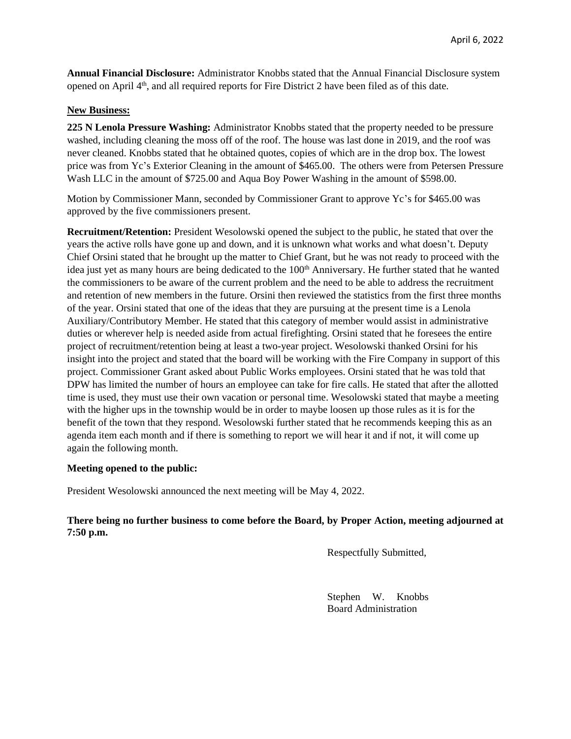**Annual Financial Disclosure:** Administrator Knobbs stated that the Annual Financial Disclosure system opened on April 4th, and all required reports for Fire District 2 have been filed as of this date.

**New Business:**

**225 N Lenola Pressure Washing:** Administrator Knobbs stated that the property needed to be pressure washed, including cleaning the moss off of the roof. The house was last done in 2019, and the roof was never cleaned. Knobbs stated that he obtained quotes, copies of which are in the drop box. The lowest price was from Yc's Exterior Cleaning in the amount of $465.00. The others were from Petersen Pressure Wash LLC in the amount of $725.00 and Aqua Boy Power Washing in the amount of $598.00.

Motion by Commissioner Mann, seconded by Commissioner Grant to approve Yc's for $465.00 was approved by the five commissioners present.

**Recruitment/Retention:** President Wesolowski opened the subject to the public, he stated that over the years the active rolls have gone up and down, and it is unknown what works and what doesn't. Deputy Chief Orsini stated that he brought up the matter to Chief Grant, but he was not ready to proceed with the idea just yet as many hours are being dedicated to the 100th Anniversary. He further stated that he wanted the commissioners to be aware of the current problem and the need to be able to address the recruitment and retention of new members in the future. Orsini then reviewed the statistics from the first three months of the year. Orsini stated that one of the ideas that they are pursuing at the present time is a Lenola Auxiliary/Contributory Member. He stated that this category of member would assist in administrative duties or wherever help is needed aside from actual firefighting. Orsini stated that he foresees the entire project of recruitment/retention being at least a two-year project. Wesolowski thanked Orsini for his insight into the project and stated that the board will be working with the Fire Company in support of this project. Commissioner Grant asked about Public Works employees. Orsini stated that he was told that DPW has limited the number of hours an employee can take for fire calls. He stated that after the allotted time is used, they must use their own vacation or personal time. Wesolowski stated that maybe a meeting with the higher ups in the township would be in order to maybe loosen up those rules as it is for the benefit of the town that they respond. Wesolowski further stated that he recommends keeping this as an agenda item each month and if there is something to report we will hear it and if not, it will come up again the following month.

**Meeting opened to the public:**

President Wesolowski announced the next meeting will be May 4, 2022.

**There being no further business to come before the Board, by Proper Action, meeting adjourned at 7:50 p.m.**

Respectfully Submitted,

Stephen W. Knobbs
Board Administration